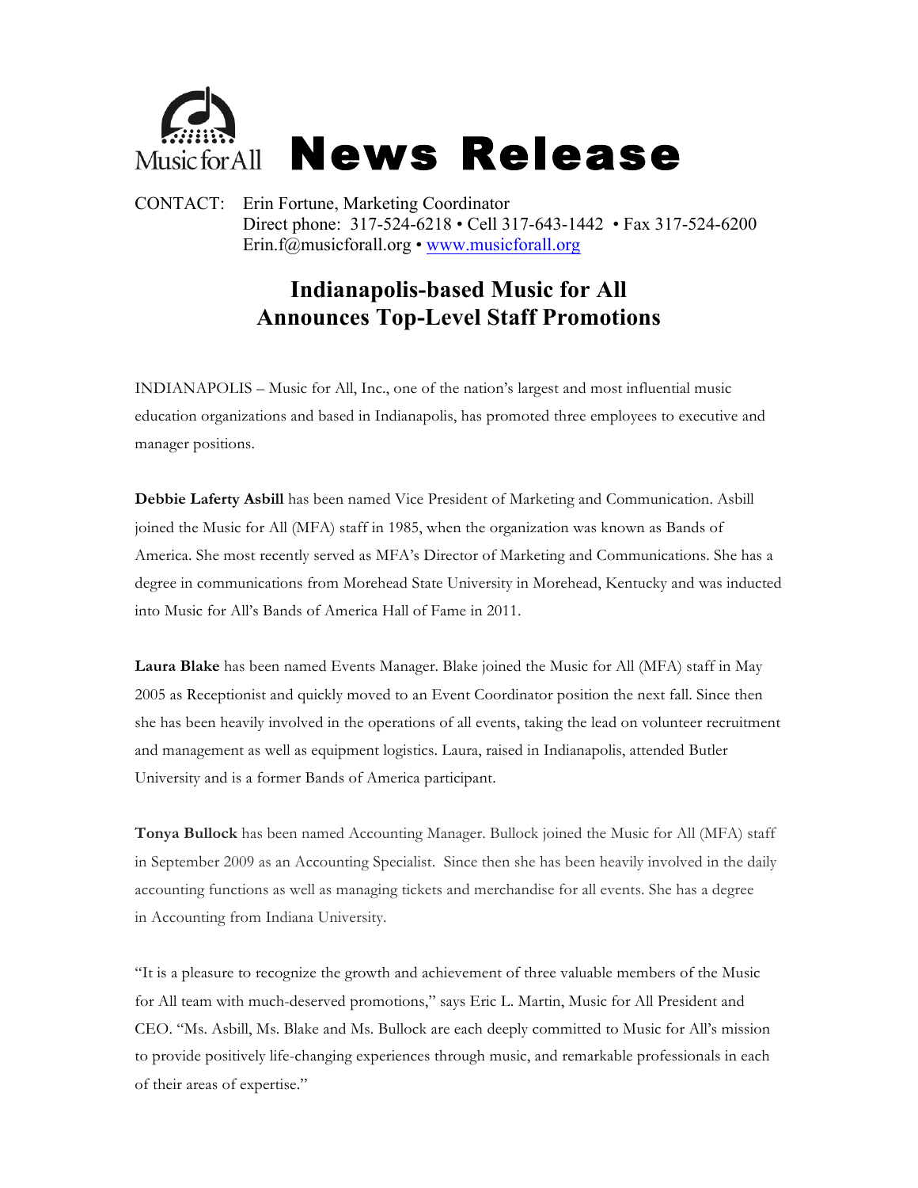Music for All **News Release**

CONTACT: Erin Fortune, Marketing Coordinator
Direct phone: 317-524-6218 • Cell 317-643-1442 • Fax 317-524-6200
Erin.f@musicforall.org • www.musicforall.org

# Indianapolis-based Music for All Announces Top-Level Staff Promotions

INDIANAPOLIS – Music for All, Inc., one of the nation's largest and most influential music education organizations and based in Indianapolis, has promoted three employees to executive and manager positions.

**Debbie Laferty Asbill** has been named Vice President of Marketing and Communication. Asbill joined the Music for All (MFA) staff in 1985, when the organization was known as Bands of America. She most recently served as MFA's Director of Marketing and Communications. She has a degree in communications from Morehead State University in Morehead, Kentucky and was inducted into Music for All's Bands of America Hall of Fame in 2011.

**Laura Blake** has been named Events Manager. Blake joined the Music for All (MFA) staff in May 2005 as Receptionist and quickly moved to an Event Coordinator position the next fall. Since then she has been heavily involved in the operations of all events, taking the lead on volunteer recruitment and management as well as equipment logistics. Laura, raised in Indianapolis, attended Butler University and is a former Bands of America participant.

**Tonya Bullock** has been named Accounting Manager. Bullock joined the Music for All (MFA) staff in September 2009 as an Accounting Specialist. Since then she has been heavily involved in the daily accounting functions as well as managing tickets and merchandise for all events. She has a degree in Accounting from Indiana University.

"It is a pleasure to recognize the growth and achievement of three valuable members of the Music for All team with much-deserved promotions," says Eric L. Martin, Music for All President and CEO. "Ms. Asbill, Ms. Blake and Ms. Bullock are each deeply committed to Music for All's mission to provide positively life-changing experiences through music, and remarkable professionals in each of their areas of expertise."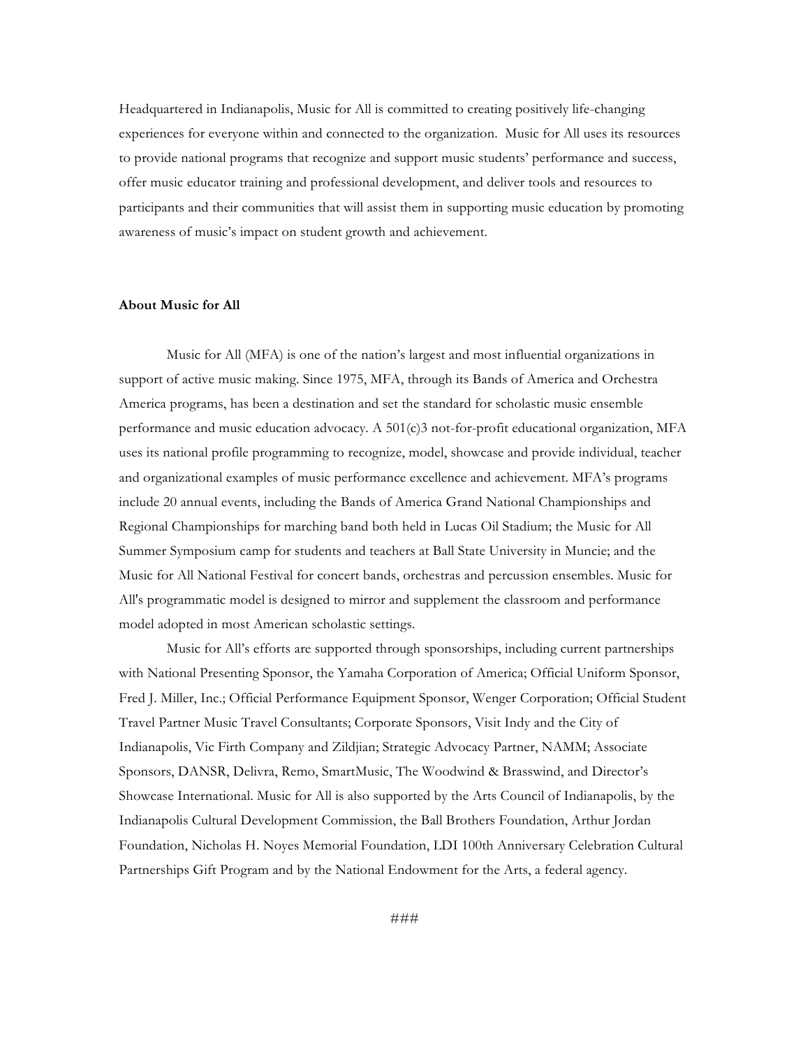Headquartered in Indianapolis, Music for All is committed to creating positively life-changing experiences for everyone within and connected to the organization. Music for All uses its resources to provide national programs that recognize and support music students' performance and success, offer music educator training and professional development, and deliver tools and resources to participants and their communities that will assist them in supporting music education by promoting awareness of music's impact on student growth and achievement.

**About Music for All**

Music for All (MFA) is one of the nation's largest and most influential organizations in support of active music making. Since 1975, MFA, through its Bands of America and Orchestra America programs, has been a destination and set the standard for scholastic music ensemble performance and music education advocacy. A 501(c)3 not-for-profit educational organization, MFA uses its national profile programming to recognize, model, showcase and provide individual, teacher and organizational examples of music performance excellence and achievement. MFA's programs include 20 annual events, including the Bands of America Grand National Championships and Regional Championships for marching band both held in Lucas Oil Stadium; the Music for All Summer Symposium camp for students and teachers at Ball State University in Muncie; and the Music for All National Festival for concert bands, orchestras and percussion ensembles. Music for All's programmatic model is designed to mirror and supplement the classroom and performance model adopted in most American scholastic settings.

Music for All's efforts are supported through sponsorships, including current partnerships with National Presenting Sponsor, the Yamaha Corporation of America; Official Uniform Sponsor, Fred J. Miller, Inc.; Official Performance Equipment Sponsor, Wenger Corporation; Official Student Travel Partner Music Travel Consultants; Corporate Sponsors, Visit Indy and the City of Indianapolis, Vic Firth Company and Zildjian; Strategic Advocacy Partner, NAMM; Associate Sponsors, DANSR, Delivra, Remo, SmartMusic, The Woodwind & Brasswind, and Director's Showcase International. Music for All is also supported by the Arts Council of Indianapolis, by the Indianapolis Cultural Development Commission, the Ball Brothers Foundation, Arthur Jordan Foundation, Nicholas H. Noyes Memorial Foundation, LDI 100th Anniversary Celebration Cultural Partnerships Gift Program and by the National Endowment for the Arts, a federal agency.

###